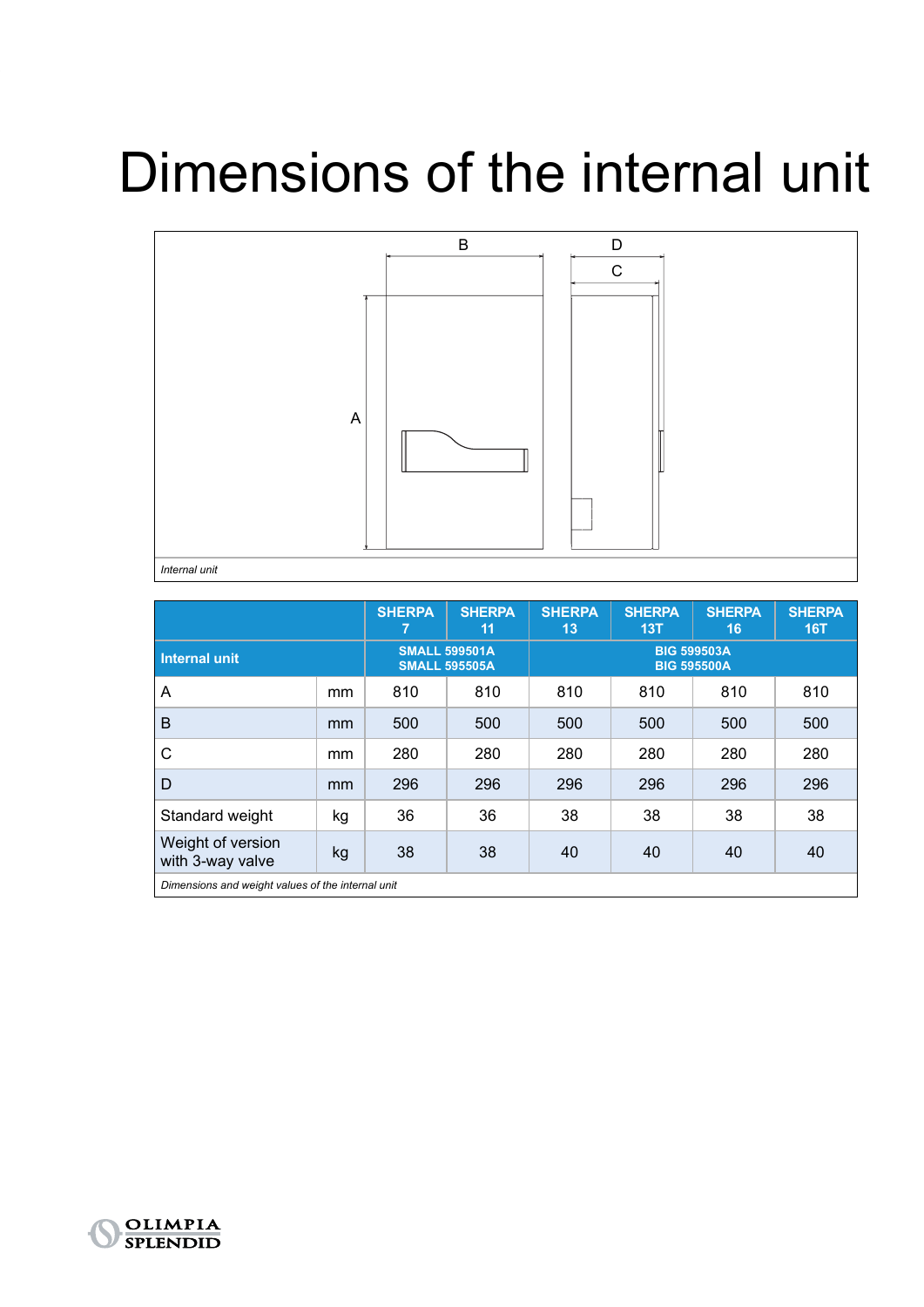# Dimensions of the internal unit

B

D

C

A

*Internal unit*

| Internal unit | | SHERPA 7 | SHERPA 11 | SHERPA 13 | SHERPA 13T | SHERPA 16 | SHERPA 16T |
|---|---|---|---|---|---|---|---|
| | | SMALL 599501A SMALL 595505A | | BIG 599503A BIG 595500A | | | |
| A | mm | 810 | 810 | 810 | 810 | 810 | 810 |
| B | mm | 500 | 500 | 500 | 500 | 500 | 500 |
| C | mm | 280 | 280 | 280 | 280 | 280 | 280 |
| D | mm | 296 | 296 | 296 | 296 | 296 | 296 |
| Standard weight | kg | 36 | 36 | 38 | 38 | 38 | 38 |
| Weight of version with 3-way valve | kg | 38 | 38 | 40 | 40 | 40 | 40 |

*Dimensions and weight values of the internal unit*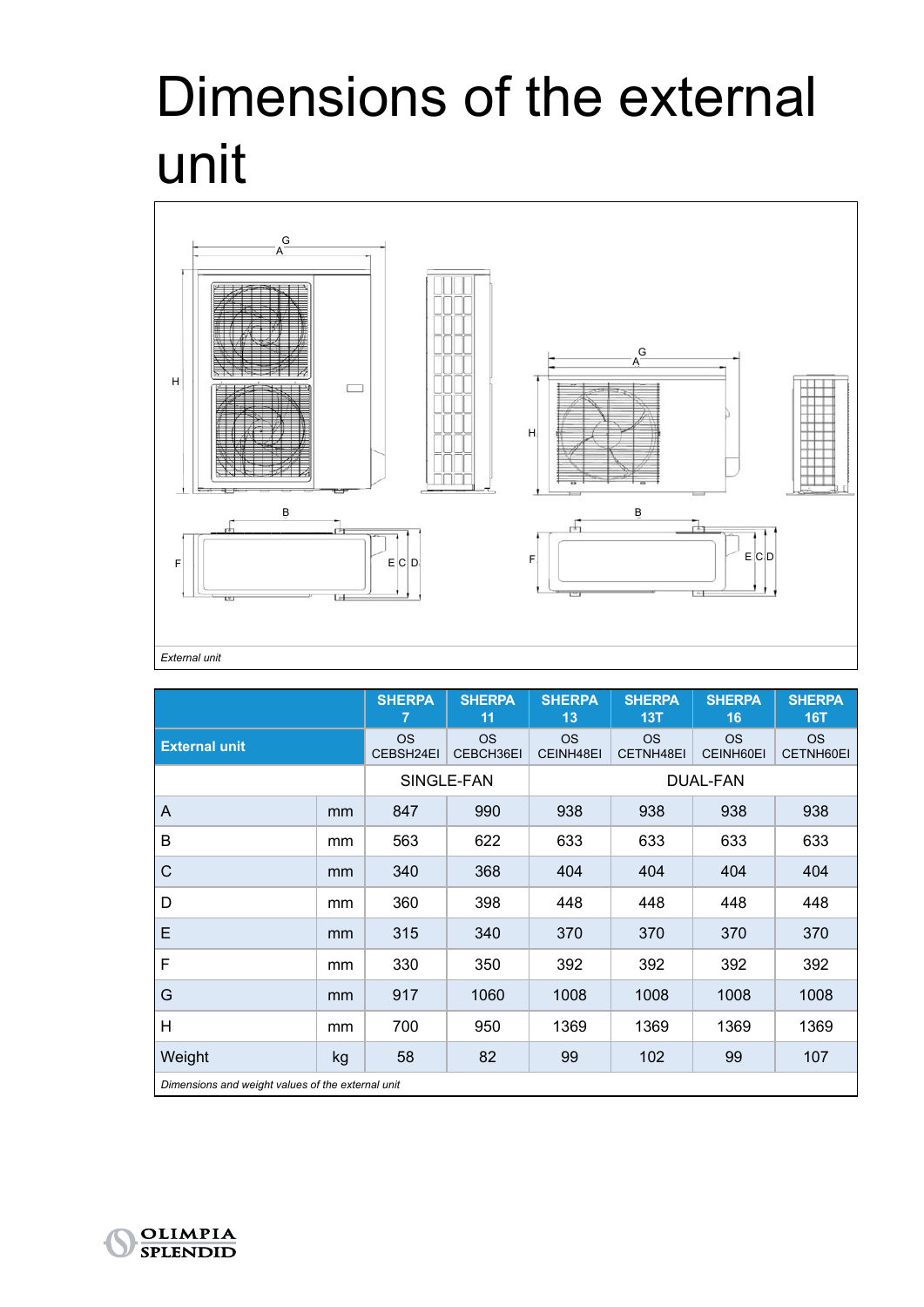# Dimensions of the external unit

G
A
H
B
F
E C D

G
A
H
B
F
E C D

*External unit*

| External unit | | SHERPA 7 | SHERPA 11 | SHERPA 13 | SHERPA 13T | SHERPA 16 | SHERPA 16T |
|---|---|---|---|---|---|---|---|
| | | OS CEBSH24EI | OS CEBCH36EI | OS CEINH48EI | OS CETNH48EI | OS CEINH60EI | OS CETNH60EI |
| | | SINGLE-FAN | | DUAL-FAN | | | |
| A | mm | 847 | 990 | 938 | 938 | 938 | 938 |
| B | mm | 563 | 622 | 633 | 633 | 633 | 633 |
| C | mm | 340 | 368 | 404 | 404 | 404 | 404 |
| D | mm | 360 | 398 | 448 | 448 | 448 | 448 |
| E | mm | 315 | 340 | 370 | 370 | 370 | 370 |
| F | mm | 330 | 350 | 392 | 392 | 392 | 392 |
| G | mm | 917 | 1060 | 1008 | 1008 | 1008 | 1008 |
| H | mm | 700 | 950 | 1369 | 1369 | 1369 | 1369 |
| Weight | kg | 58 | 82 | 99 | 102 | 99 | 107 |

*Dimensions and weight values of the external unit*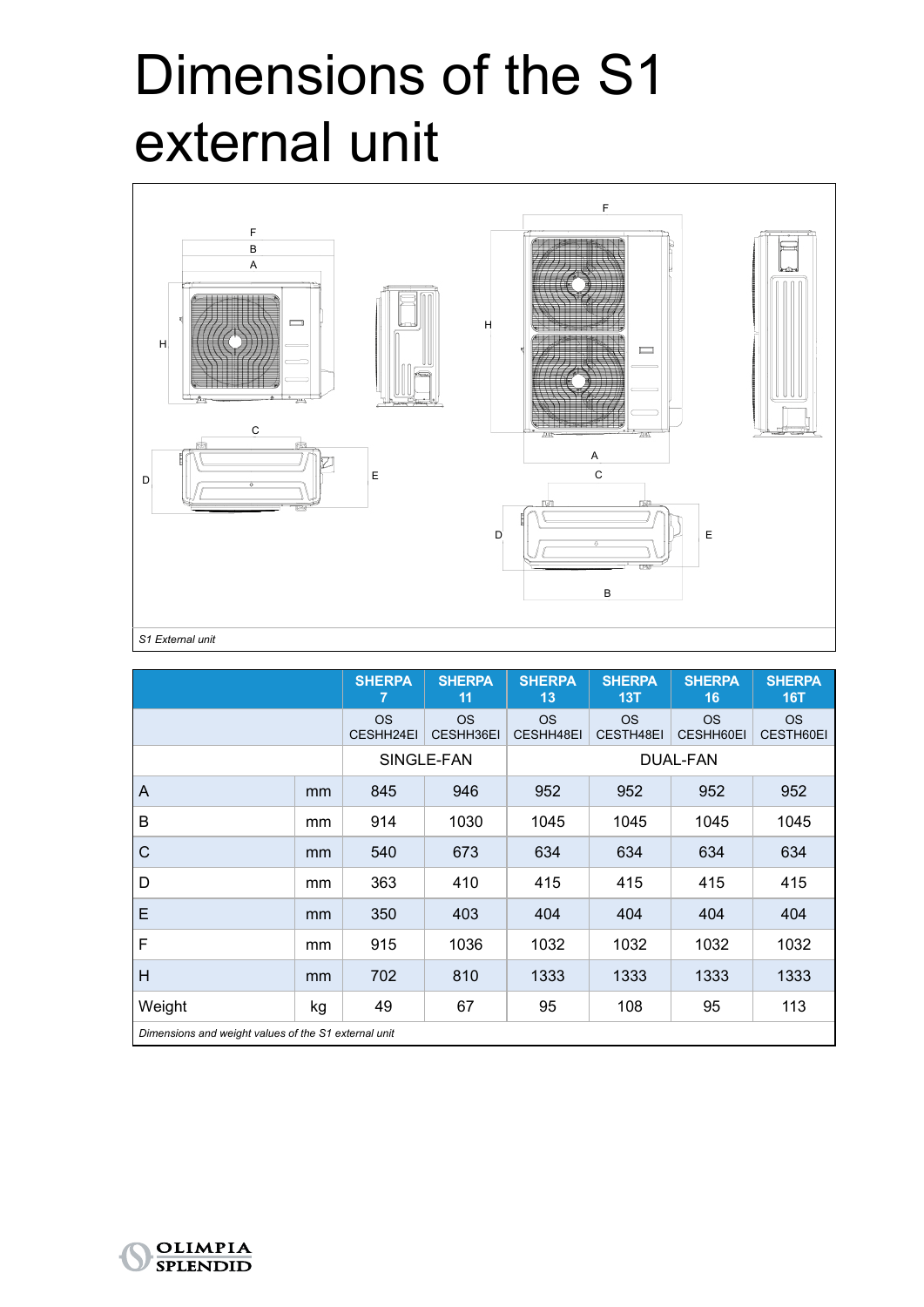# Dimensions of the S1 external unit

F
B
A
H
C
D
E
F
H
A
C
D
E
B

*S1 External unit*

| | | SHERPA 7 | SHERPA 11 | SHERPA 13 | SHERPA 13T | SHERPA 16 | SHERPA 16T |
|---|---|---|---|---|---|---|---|
| | | OS CESHH24EI | OS CESHH36EI | OS CESHH48EI | OS CESTH48EI | OS CESHH60EI | OS CESTH60EI |
| | | SINGLE-FAN | | DUAL-FAN | | | |
| A | mm | 845 | 946 | 952 | 952 | 952 | 952 |
| B | mm | 914 | 1030 | 1045 | 1045 | 1045 | 1045 |
| C | mm | 540 | 673 | 634 | 634 | 634 | 634 |
| D | mm | 363 | 410 | 415 | 415 | 415 | 415 |
| E | mm | 350 | 403 | 404 | 404 | 404 | 404 |
| F | mm | 915 | 1036 | 1032 | 1032 | 1032 | 1032 |
| H | mm | 702 | 810 | 1333 | 1333 | 1333 | 1333 |
| Weight | kg | 49 | 67 | 95 | 108 | 95 | 113 |

*Dimensions and weight values of the S1 external unit*

OLIMPIA SPLENDID